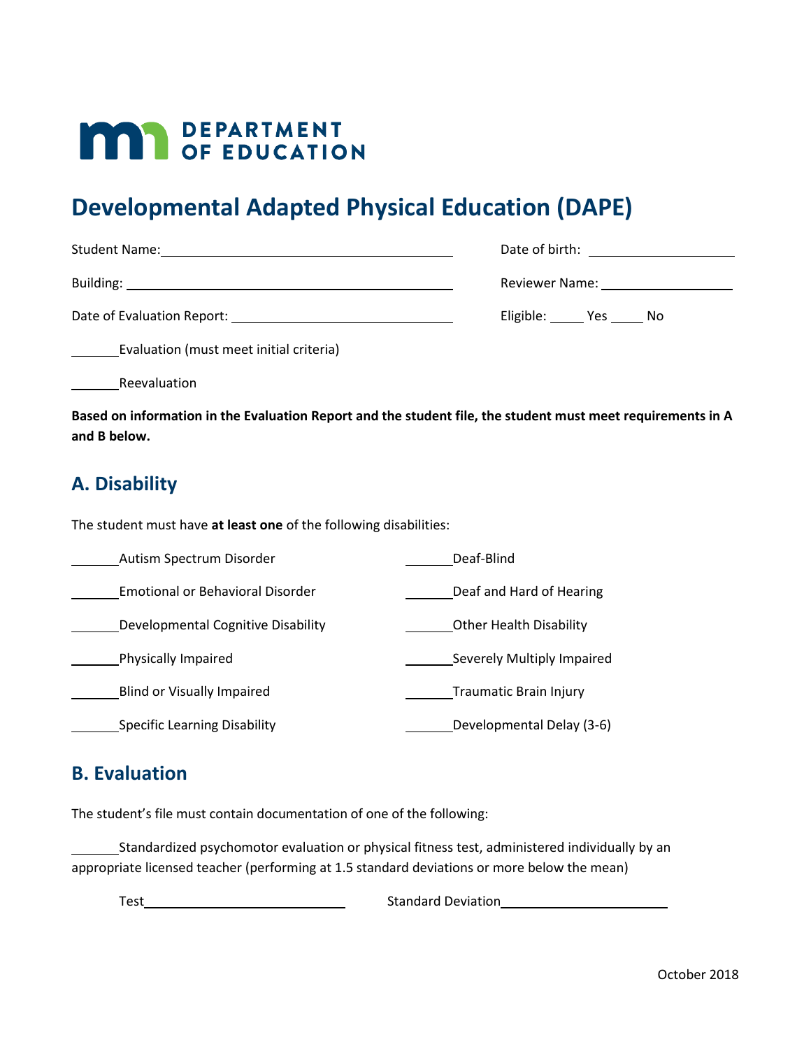MN DEPARTMENT OF EDUCATION

# Developmental Adapted Physical Education (DAPE)

Student Name: ____________________ Date of birth: ____________________

Building: ____________________ Reviewer Name: ____________________

Date of Evaluation Report: ____________________ Eligible: _____ Yes _____ No

_______ Evaluation (must meet initial criteria)

_______ Reevaluation

**Based on information in the Evaluation Report and the student file, the student must meet requirements in A and B below.**

## A. Disability

The student must have **at least one** of the following disabilities:

_______ Autism Spectrum Disorder

_______ Emotional or Behavioral Disorder

_______ Developmental Cognitive Disability

_______ Physically Impaired

_______ Blind or Visually Impaired

_______ Specific Learning Disability

_______ Deaf-Blind

_______ Deaf and Hard of Hearing

_______ Other Health Disability

_______ Severely Multiply Impaired

_______ Traumatic Brain Injury

_______ Developmental Delay (3-6)

## B. Evaluation

The student's file must contain documentation of one of the following:

_______ Standardized psychomotor evaluation or physical fitness test, administered individually by an appropriate licensed teacher (performing at 1.5 standard deviations or more below the mean)

Test ____________________ Standard Deviation ____________________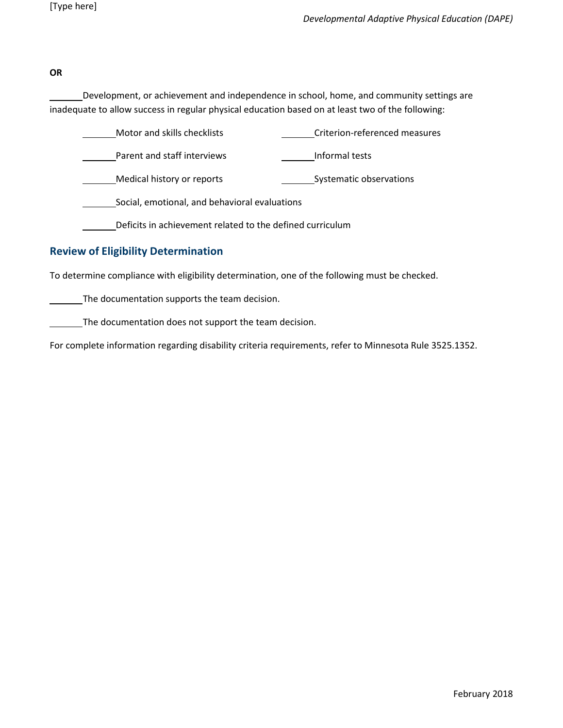**OR**

_______ Development, or achievement and independence in school, home, and community settings are inadequate to allow success in regular physical education based on at least two of the following:

_______ Motor and skills checklists

_______ Criterion-referenced measures

_______ Parent and staff interviews

_______ Informal tests

_______ Medical history or reports

_______ Systematic observations

_______ Social, emotional, and behavioral evaluations

_______ Deficits in achievement related to the defined curriculum

## Review of Eligibility Determination

To determine compliance with eligibility determination, one of the following must be checked.

_______ The documentation supports the team decision.

_______ The documentation does not support the team decision.

For complete information regarding disability criteria requirements, refer to Minnesota Rule 3525.1352.